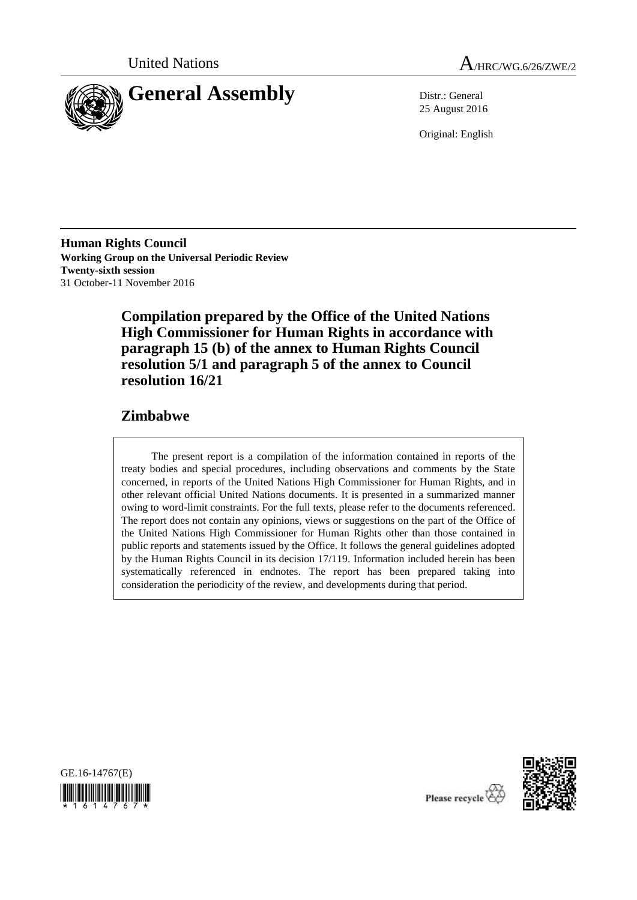United Nations

A/HRC/WG.6/26/ZWE/2

# General Assembly

Distr.: General
25 August 2016

Original: English

**Human Rights Council**
**Working Group on the Universal Periodic Review**
**Twenty-sixth session**
31 October-11 November 2016

## Compilation prepared by the Office of the United Nations High Commissioner for Human Rights in accordance with paragraph 15 (b) of the annex to Human Rights Council resolution 5/1 and paragraph 5 of the annex to Council resolution 16/21

## Zimbabwe

The present report is a compilation of the information contained in reports of the treaty bodies and special procedures, including observations and comments by the State concerned, in reports of the United Nations High Commissioner for Human Rights, and in other relevant official United Nations documents. It is presented in a summarized manner owing to word-limit constraints. For the full texts, please refer to the documents referenced. The report does not contain any opinions, views or suggestions on the part of the Office of the United Nations High Commissioner for Human Rights other than those contained in public reports and statements issued by the Office. It follows the general guidelines adopted by the Human Rights Council in its decision 17/119. Information included herein has been systematically referenced in endnotes. The report has been prepared taking into consideration the periodicity of the review, and developments during that period.

GE.16-14767(E)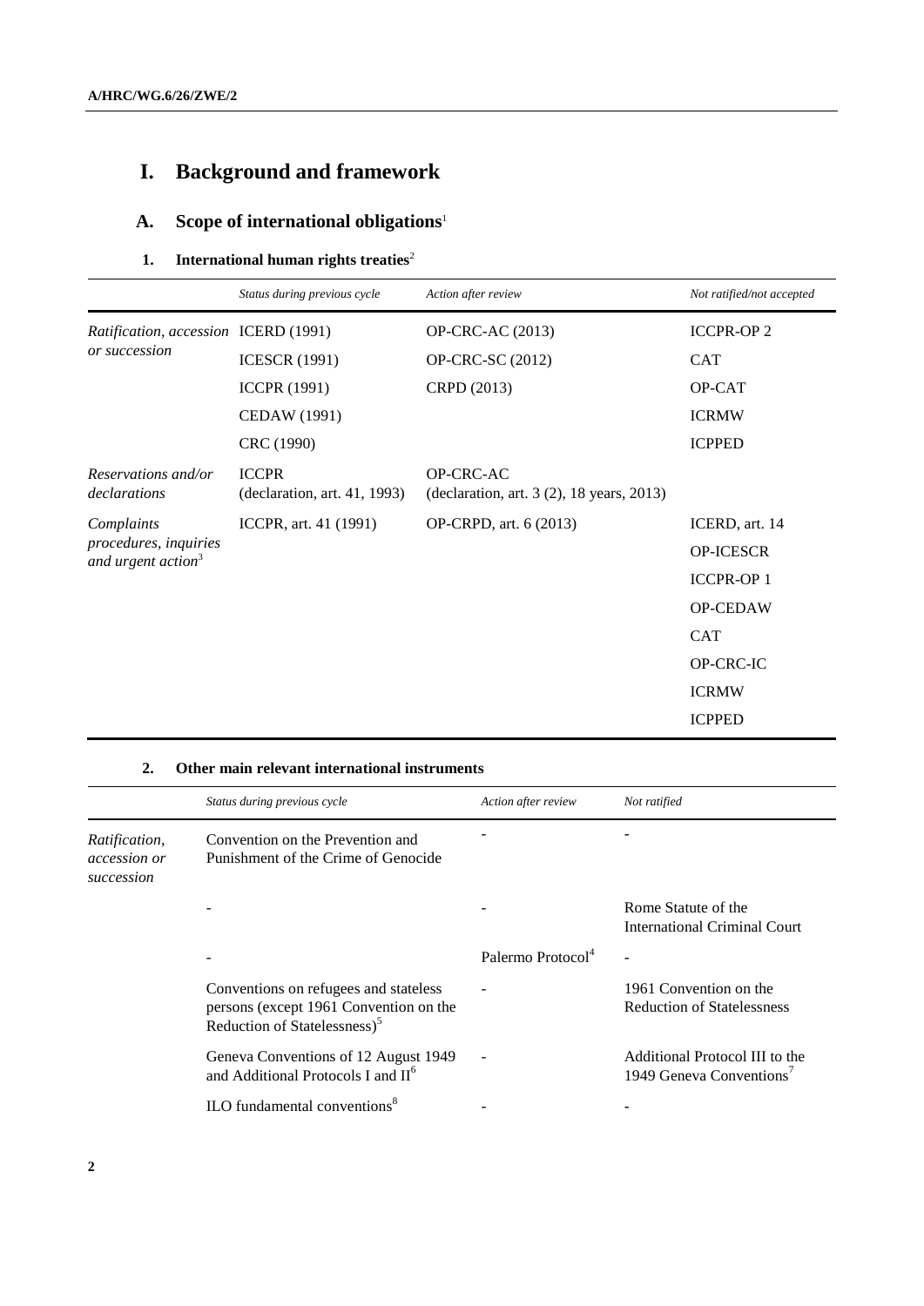# I. Background and framework

## A. Scope of international obligations[1]

### 1. International human rights treaties[2]

| | *Status during previous cycle* | *Action after review* | *Not ratified/not accepted* |
|---|---|---|---|
| *Ratification, accession or succession* | ICERD (1991) | OP-CRC-AC (2013) | ICCPR-OP 2 |
| | ICESCR (1991) | OP-CRC-SC (2012) | CAT |
| | ICCPR (1991) | CRPD (2013) | OP-CAT |
| | CEDAW (1991) | | ICRMW |
| | CRC (1990) | | ICPPED |
| *Reservations and/or declarations* | ICCPR (declaration, art. 41, 1993) | OP-CRC-AC (declaration, art. 3 (2), 18 years, 2013) | |
| *Complaints procedures, inquiries and urgent action*[3] | ICCPR, art. 41 (1991) | OP-CRPD, art. 6 (2013) | ICERD, art. 14 |
| | | | OP-ICESCR |
| | | | ICCPR-OP 1 |
| | | | OP-CEDAW |
| | | | CAT |
| | | | OP-CRC-IC |
| | | | ICRMW |
| | | | ICPPED |

### 2. Other main relevant international instruments

| | *Status during previous cycle* | *Action after review* | *Not ratified* |
|---|---|---|---|
| *Ratification, accession or succession* | Convention on the Prevention and Punishment of the Crime of Genocide | - | - |
| | - | - | Rome Statute of the International Criminal Court |
| | - | Palermo Protocol[4] | - |
| | Conventions on refugees and stateless persons (except 1961 Convention on the Reduction of Statelessness)[5] | - | 1961 Convention on the Reduction of Statelessness |
| | Geneva Conventions of 12 August 1949 and Additional Protocols I and II[6] | - | Additional Protocol III to the 1949 Geneva Conventions[7] |
| | ILO fundamental conventions[8] | - | - |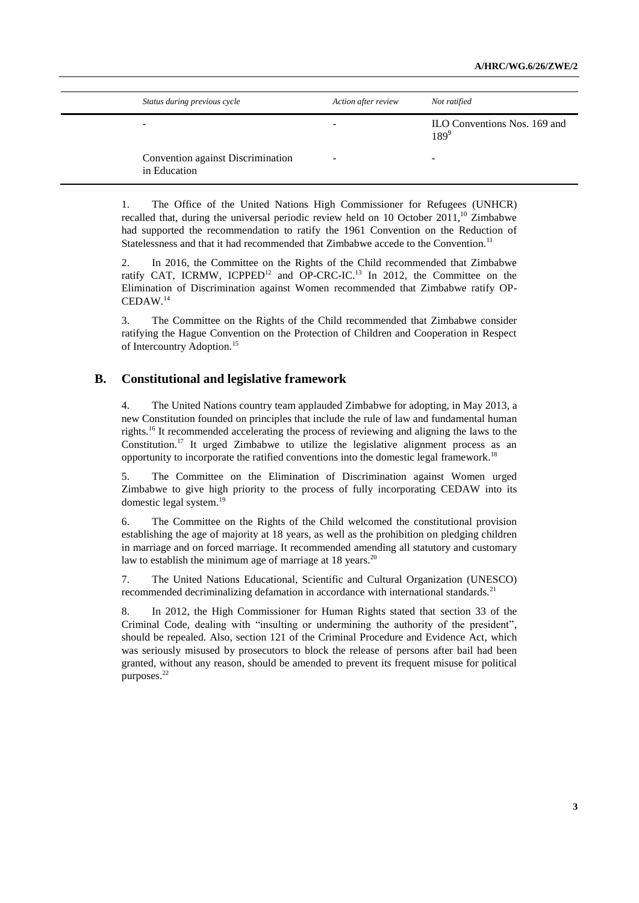| Status during previous cycle | Action after review | Not ratified |
|---|---|---|
| - | - | ILO Conventions Nos. 169 and 189[9] |
| Convention against Discrimination in Education | - | - |

1. The Office of the United Nations High Commissioner for Refugees (UNHCR) recalled that, during the universal periodic review held on 10 October 2011,[10] Zimbabwe had supported the recommendation to ratify the 1961 Convention on the Reduction of Statelessness and that it had recommended that Zimbabwe accede to the Convention.[11]

2. In 2016, the Committee on the Rights of the Child recommended that Zimbabwe ratify CAT, ICRMW, ICPPED[12] and OP-CRC-IC.[13] In 2012, the Committee on the Elimination of Discrimination against Women recommended that Zimbabwe ratify OP-CEDAW.[14]

3. The Committee on the Rights of the Child recommended that Zimbabwe consider ratifying the Hague Convention on the Protection of Children and Cooperation in Respect of Intercountry Adoption.[15]

## B. Constitutional and legislative framework

4. The United Nations country team applauded Zimbabwe for adopting, in May 2013, a new Constitution founded on principles that include the rule of law and fundamental human rights.[16] It recommended accelerating the process of reviewing and aligning the laws to the Constitution.[17] It urged Zimbabwe to utilize the legislative alignment process as an opportunity to incorporate the ratified conventions into the domestic legal framework.[18]

5. The Committee on the Elimination of Discrimination against Women urged Zimbabwe to give high priority to the process of fully incorporating CEDAW into its domestic legal system.[19]

6. The Committee on the Rights of the Child welcomed the constitutional provision establishing the age of majority at 18 years, as well as the prohibition on pledging children in marriage and on forced marriage. It recommended amending all statutory and customary law to establish the minimum age of marriage at 18 years.[20]

7. The United Nations Educational, Scientific and Cultural Organization (UNESCO) recommended decriminalizing defamation in accordance with international standards.[21]

8. In 2012, the High Commissioner for Human Rights stated that section 33 of the Criminal Code, dealing with "insulting or undermining the authority of the president", should be repealed. Also, section 121 of the Criminal Procedure and Evidence Act, which was seriously misused by prosecutors to block the release of persons after bail had been granted, without any reason, should be amended to prevent its frequent misuse for political purposes.[22]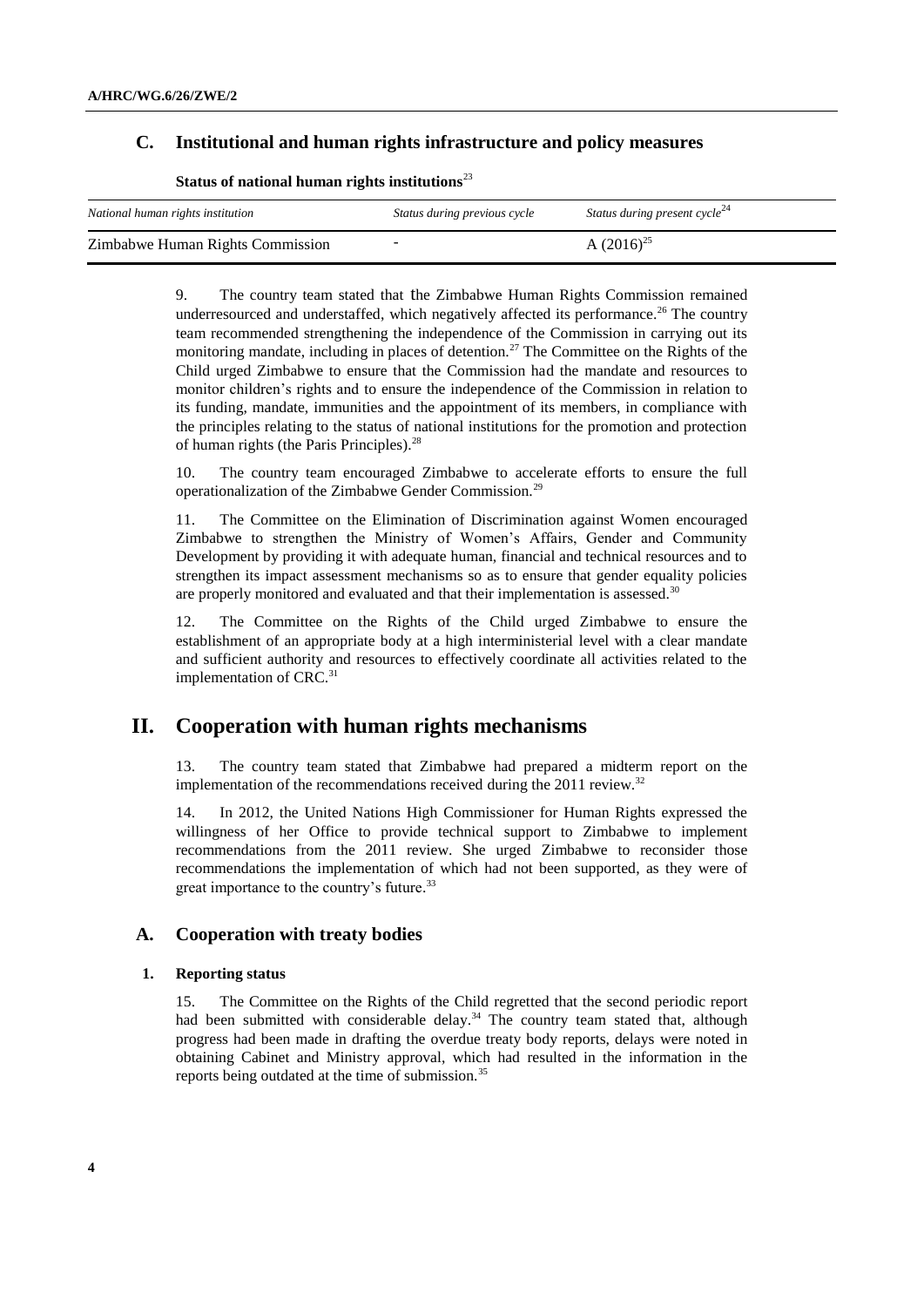## C. Institutional and human rights infrastructure and policy measures

**Status of national human rights institutions**[23]

| *National human rights institution* | *Status during previous cycle* | *Status during present cycle*[24] |
|---|---|---|
| Zimbabwe Human Rights Commission | - | A (2016)[25] |

9. The country team stated that the Zimbabwe Human Rights Commission remained underresourced and understaffed, which negatively affected its performance.[26] The country team recommended strengthening the independence of the Commission in carrying out its monitoring mandate, including in places of detention.[27] The Committee on the Rights of the Child urged Zimbabwe to ensure that the Commission had the mandate and resources to monitor children's rights and to ensure the independence of the Commission in relation to its funding, mandate, immunities and the appointment of its members, in compliance with the principles relating to the status of national institutions for the promotion and protection of human rights (the Paris Principles).[28]

10. The country team encouraged Zimbabwe to accelerate efforts to ensure the full operationalization of the Zimbabwe Gender Commission.[29]

11. The Committee on the Elimination of Discrimination against Women encouraged Zimbabwe to strengthen the Ministry of Women's Affairs, Gender and Community Development by providing it with adequate human, financial and technical resources and to strengthen its impact assessment mechanisms so as to ensure that gender equality policies are properly monitored and evaluated and that their implementation is assessed.[30]

12. The Committee on the Rights of the Child urged Zimbabwe to ensure the establishment of an appropriate body at a high interministerial level with a clear mandate and sufficient authority and resources to effectively coordinate all activities related to the implementation of CRC.[31]

# II. Cooperation with human rights mechanisms

13. The country team stated that Zimbabwe had prepared a midterm report on the implementation of the recommendations received during the 2011 review.[32]

14. In 2012, the United Nations High Commissioner for Human Rights expressed the willingness of her Office to provide technical support to Zimbabwe to implement recommendations from the 2011 review. She urged Zimbabwe to reconsider those recommendations the implementation of which had not been supported, as they were of great importance to the country's future.[33]

## A. Cooperation with treaty bodies

### 1. Reporting status

15. The Committee on the Rights of the Child regretted that the second periodic report had been submitted with considerable delay.[34] The country team stated that, although progress had been made in drafting the overdue treaty body reports, delays were noted in obtaining Cabinet and Ministry approval, which had resulted in the information in the reports being outdated at the time of submission.[35]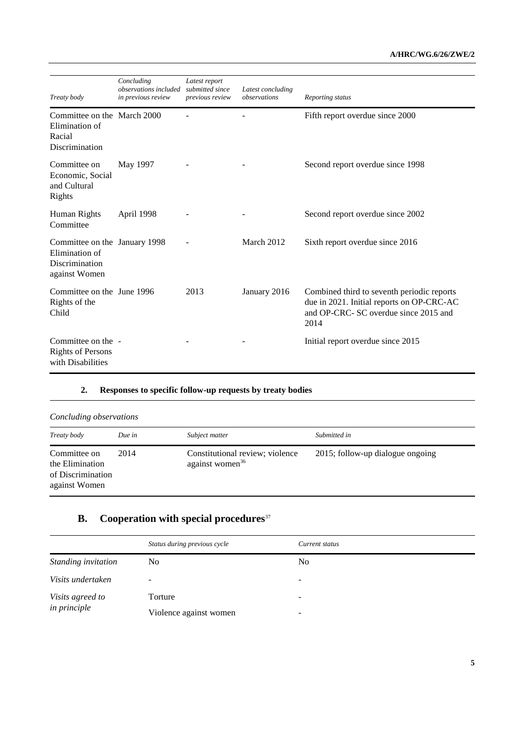| Treaty body | Concluding observations included in previous review | Latest report submitted since previous review | Latest concluding observations | Reporting status |
|---|---|---|---|---|
| Committee on the Elimination of Racial Discrimination | March 2000 | - | - | Fifth report overdue since 2000 |
| Committee on Economic, Social and Cultural Rights | May 1997 | - | - | Second report overdue since 1998 |
| Human Rights Committee | April 1998 | - | - | Second report overdue since 2002 |
| Committee on the Elimination of Discrimination against Women | January 1998 | - | March 2012 | Sixth report overdue since 2016 |
| Committee on the Rights of the Child | June 1996 | 2013 | January 2016 | Combined third to seventh periodic reports due in 2021. Initial reports on OP-CRC-AC and OP-CRC- SC overdue since 2015 and 2014 |
| Committee on the Rights of Persons with Disabilities | - | - | - | Initial report overdue since 2015 |

## 2. Responses to specific follow-up requests by treaty bodies

*Concluding observations*

| Treaty body | Due in | Subject matter | Submitted in |
|---|---|---|---|
| Committee on the Elimination of Discrimination against Women | 2014 | Constitutional review; violence against women[36] | 2015; follow-up dialogue ongoing |

# B. Cooperation with special procedures[37]

| | Status during previous cycle | Current status |
|---|---|---|
| *Standing invitation* | No | No |
| *Visits undertaken* | - | - |
| *Visits agreed to in principle* | Torture | - |
| | Violence against women | - |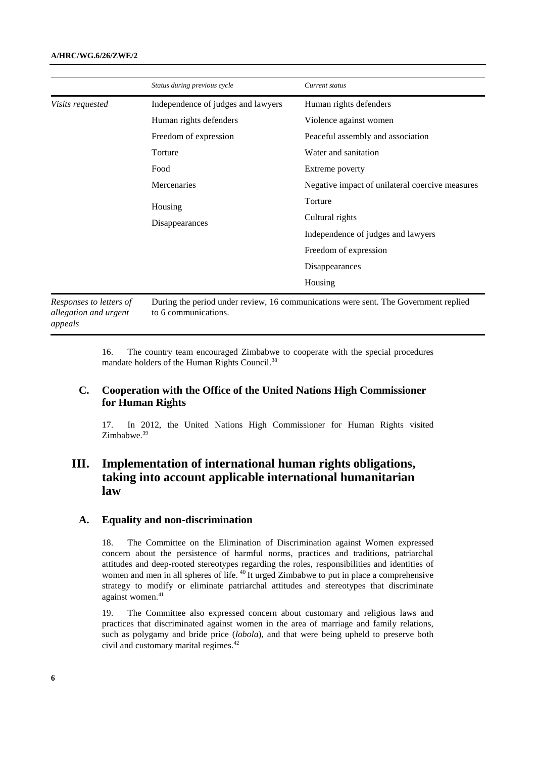| | *Status during previous cycle* | *Current status* |
|---|---|---|
| *Visits requested* | Independence of judges and lawyers | Human rights defenders |
| | Human rights defenders | Violence against women |
| | Freedom of expression | Peaceful assembly and association |
| | Torture | Water and sanitation |
| | Food | Extreme poverty |
| | Mercenaries | Negative impact of unilateral coercive measures |
| | Housing | Torture |
| | Disappearances | Cultural rights |
| | | Independence of judges and lawyers |
| | | Freedom of expression |
| | | Disappearances |
| | | Housing |
| *Responses to letters of allegation and urgent appeals* | During the period under review, 16 communications were sent. The Government replied to 6 communications. | |

16. The country team encouraged Zimbabwe to cooperate with the special procedures mandate holders of the Human Rights Council.[38]

## C. Cooperation with the Office of the United Nations High Commissioner for Human Rights

17. In 2012, the United Nations High Commissioner for Human Rights visited Zimbabwe.[39]

# III. Implementation of international human rights obligations, taking into account applicable international humanitarian law

## A. Equality and non-discrimination

18. The Committee on the Elimination of Discrimination against Women expressed concern about the persistence of harmful norms, practices and traditions, patriarchal attitudes and deep-rooted stereotypes regarding the roles, responsibilities and identities of women and men in all spheres of life.[40] It urged Zimbabwe to put in place a comprehensive strategy to modify or eliminate patriarchal attitudes and stereotypes that discriminate against women.[41]

19. The Committee also expressed concern about customary and religious laws and practices that discriminated against women in the area of marriage and family relations, such as polygamy and bride price (*lobola*), and that were being upheld to preserve both civil and customary marital regimes.[42]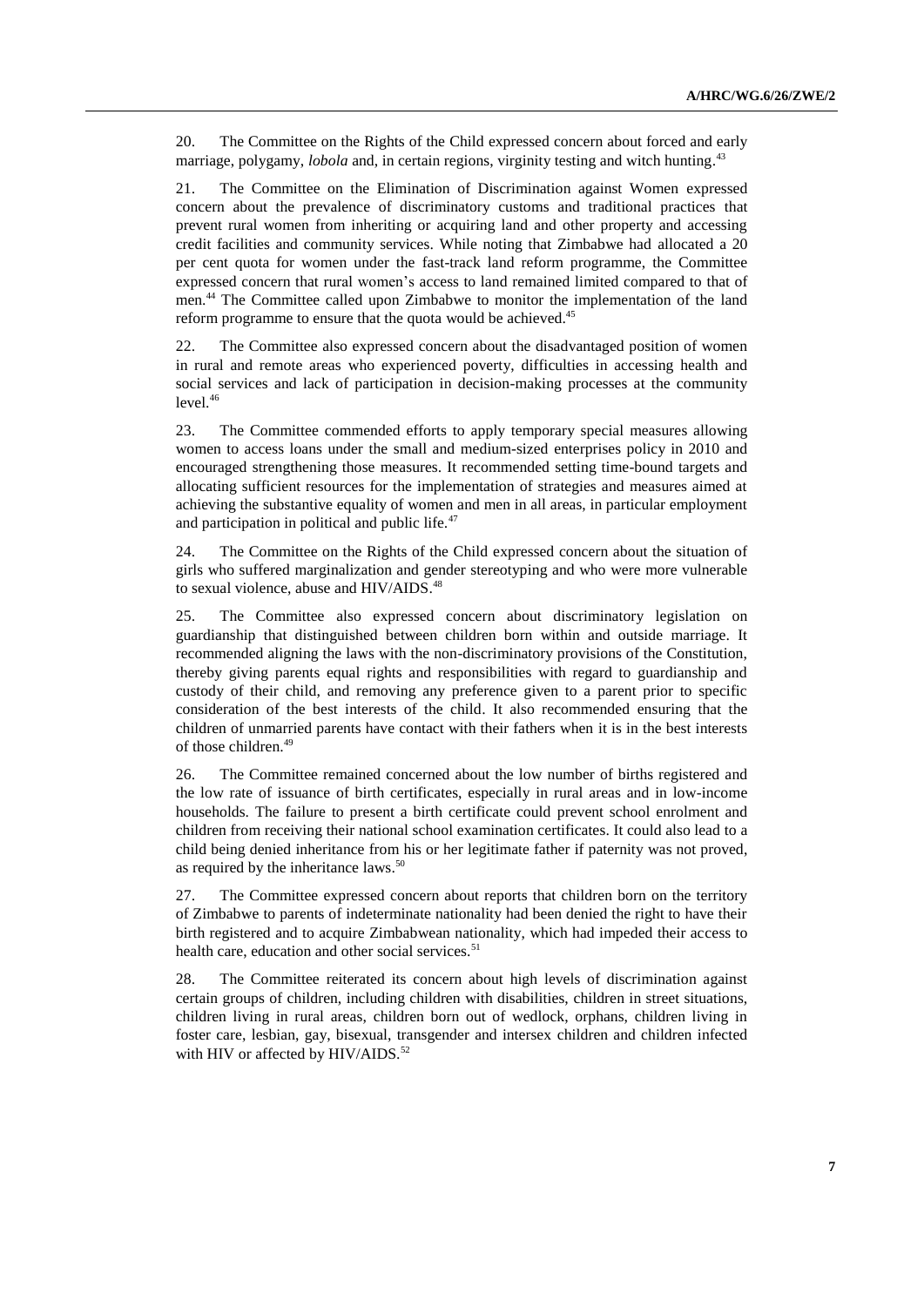20. The Committee on the Rights of the Child expressed concern about forced and early marriage, polygamy, *lobola* and, in certain regions, virginity testing and witch hunting.[43]

21. The Committee on the Elimination of Discrimination against Women expressed concern about the prevalence of discriminatory customs and traditional practices that prevent rural women from inheriting or acquiring land and other property and accessing credit facilities and community services. While noting that Zimbabwe had allocated a 20 per cent quota for women under the fast-track land reform programme, the Committee expressed concern that rural women's access to land remained limited compared to that of men.[44] The Committee called upon Zimbabwe to monitor the implementation of the land reform programme to ensure that the quota would be achieved.[45]

22. The Committee also expressed concern about the disadvantaged position of women in rural and remote areas who experienced poverty, difficulties in accessing health and social services and lack of participation in decision-making processes at the community level.[46]

23. The Committee commended efforts to apply temporary special measures allowing women to access loans under the small and medium-sized enterprises policy in 2010 and encouraged strengthening those measures. It recommended setting time-bound targets and allocating sufficient resources for the implementation of strategies and measures aimed at achieving the substantive equality of women and men in all areas, in particular employment and participation in political and public life.[47]

24. The Committee on the Rights of the Child expressed concern about the situation of girls who suffered marginalization and gender stereotyping and who were more vulnerable to sexual violence, abuse and HIV/AIDS.[48]

25. The Committee also expressed concern about discriminatory legislation on guardianship that distinguished between children born within and outside marriage. It recommended aligning the laws with the non-discriminatory provisions of the Constitution, thereby giving parents equal rights and responsibilities with regard to guardianship and custody of their child, and removing any preference given to a parent prior to specific consideration of the best interests of the child. It also recommended ensuring that the children of unmarried parents have contact with their fathers when it is in the best interests of those children.[49]

26. The Committee remained concerned about the low number of births registered and the low rate of issuance of birth certificates, especially in rural areas and in low-income households. The failure to present a birth certificate could prevent school enrolment and children from receiving their national school examination certificates. It could also lead to a child being denied inheritance from his or her legitimate father if paternity was not proved, as required by the inheritance laws.[50]

27. The Committee expressed concern about reports that children born on the territory of Zimbabwe to parents of indeterminate nationality had been denied the right to have their birth registered and to acquire Zimbabwean nationality, which had impeded their access to health care, education and other social services.[51]

28. The Committee reiterated its concern about high levels of discrimination against certain groups of children, including children with disabilities, children in street situations, children living in rural areas, children born out of wedlock, orphans, children living in foster care, lesbian, gay, bisexual, transgender and intersex children and children infected with HIV or affected by HIV/AIDS.[52]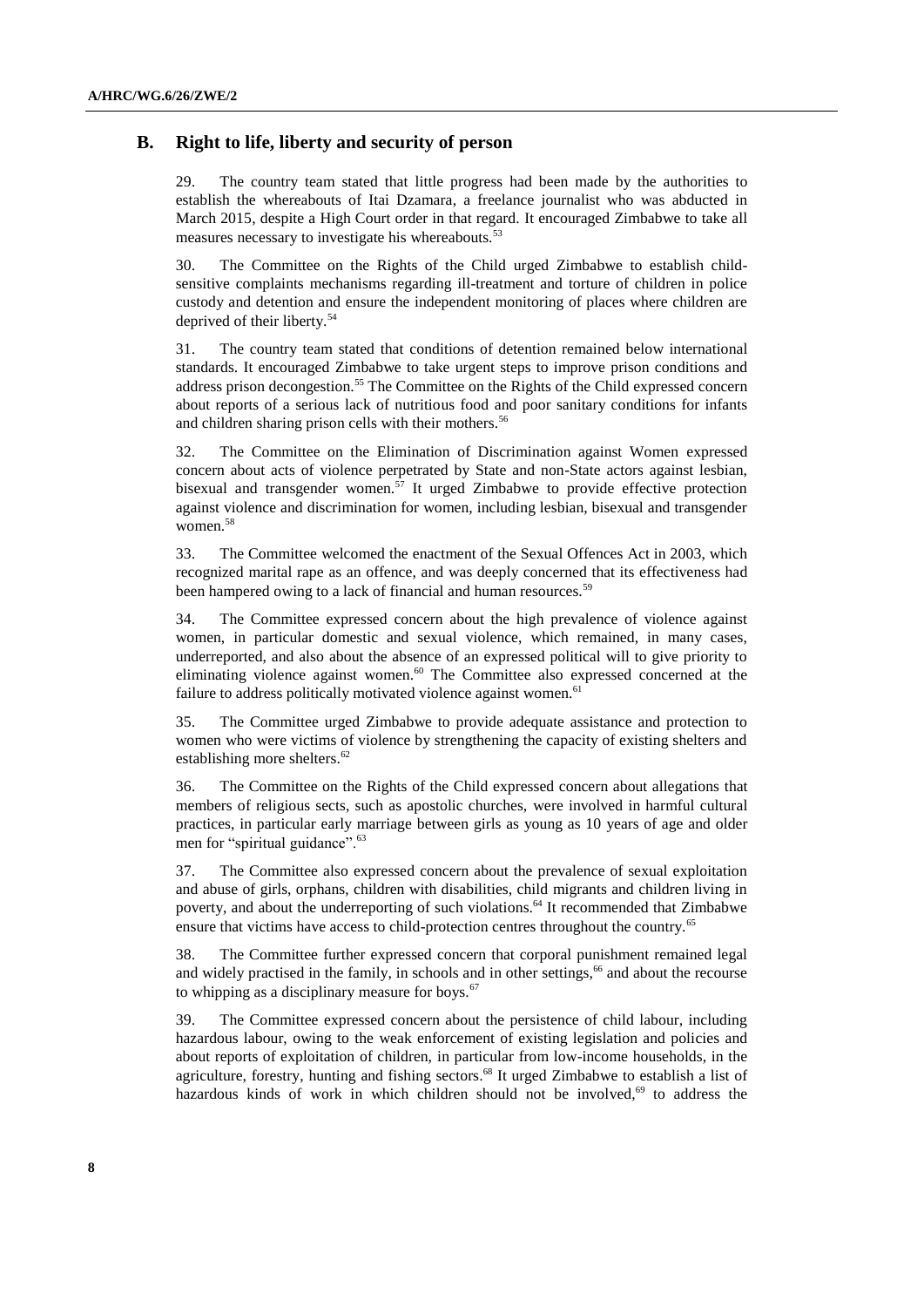## B. Right to life, liberty and security of person

29. The country team stated that little progress had been made by the authorities to establish the whereabouts of Itai Dzamara, a freelance journalist who was abducted in March 2015, despite a High Court order in that regard. It encouraged Zimbabwe to take all measures necessary to investigate his whereabouts.[53]

30. The Committee on the Rights of the Child urged Zimbabwe to establish child-sensitive complaints mechanisms regarding ill-treatment and torture of children in police custody and detention and ensure the independent monitoring of places where children are deprived of their liberty.[54]

31. The country team stated that conditions of detention remained below international standards. It encouraged Zimbabwe to take urgent steps to improve prison conditions and address prison decongestion.[55] The Committee on the Rights of the Child expressed concern about reports of a serious lack of nutritious food and poor sanitary conditions for infants and children sharing prison cells with their mothers.[56]

32. The Committee on the Elimination of Discrimination against Women expressed concern about acts of violence perpetrated by State and non-State actors against lesbian, bisexual and transgender women.[57] It urged Zimbabwe to provide effective protection against violence and discrimination for women, including lesbian, bisexual and transgender women.[58]

33. The Committee welcomed the enactment of the Sexual Offences Act in 2003, which recognized marital rape as an offence, and was deeply concerned that its effectiveness had been hampered owing to a lack of financial and human resources.[59]

34. The Committee expressed concern about the high prevalence of violence against women, in particular domestic and sexual violence, which remained, in many cases, underreported, and also about the absence of an expressed political will to give priority to eliminating violence against women.[60] The Committee also expressed concerned at the failure to address politically motivated violence against women.[61]

35. The Committee urged Zimbabwe to provide adequate assistance and protection to women who were victims of violence by strengthening the capacity of existing shelters and establishing more shelters.[62]

36. The Committee on the Rights of the Child expressed concern about allegations that members of religious sects, such as apostolic churches, were involved in harmful cultural practices, in particular early marriage between girls as young as 10 years of age and older men for "spiritual guidance".[63]

37. The Committee also expressed concern about the prevalence of sexual exploitation and abuse of girls, orphans, children with disabilities, child migrants and children living in poverty, and about the underreporting of such violations.[64] It recommended that Zimbabwe ensure that victims have access to child-protection centres throughout the country.[65]

38. The Committee further expressed concern that corporal punishment remained legal and widely practised in the family, in schools and in other settings,[66] and about the recourse to whipping as a disciplinary measure for boys.[67]

39. The Committee expressed concern about the persistence of child labour, including hazardous labour, owing to the weak enforcement of existing legislation and policies and about reports of exploitation of children, in particular from low-income households, in the agriculture, forestry, hunting and fishing sectors.[68] It urged Zimbabwe to establish a list of hazardous kinds of work in which children should not be involved,[69] to address the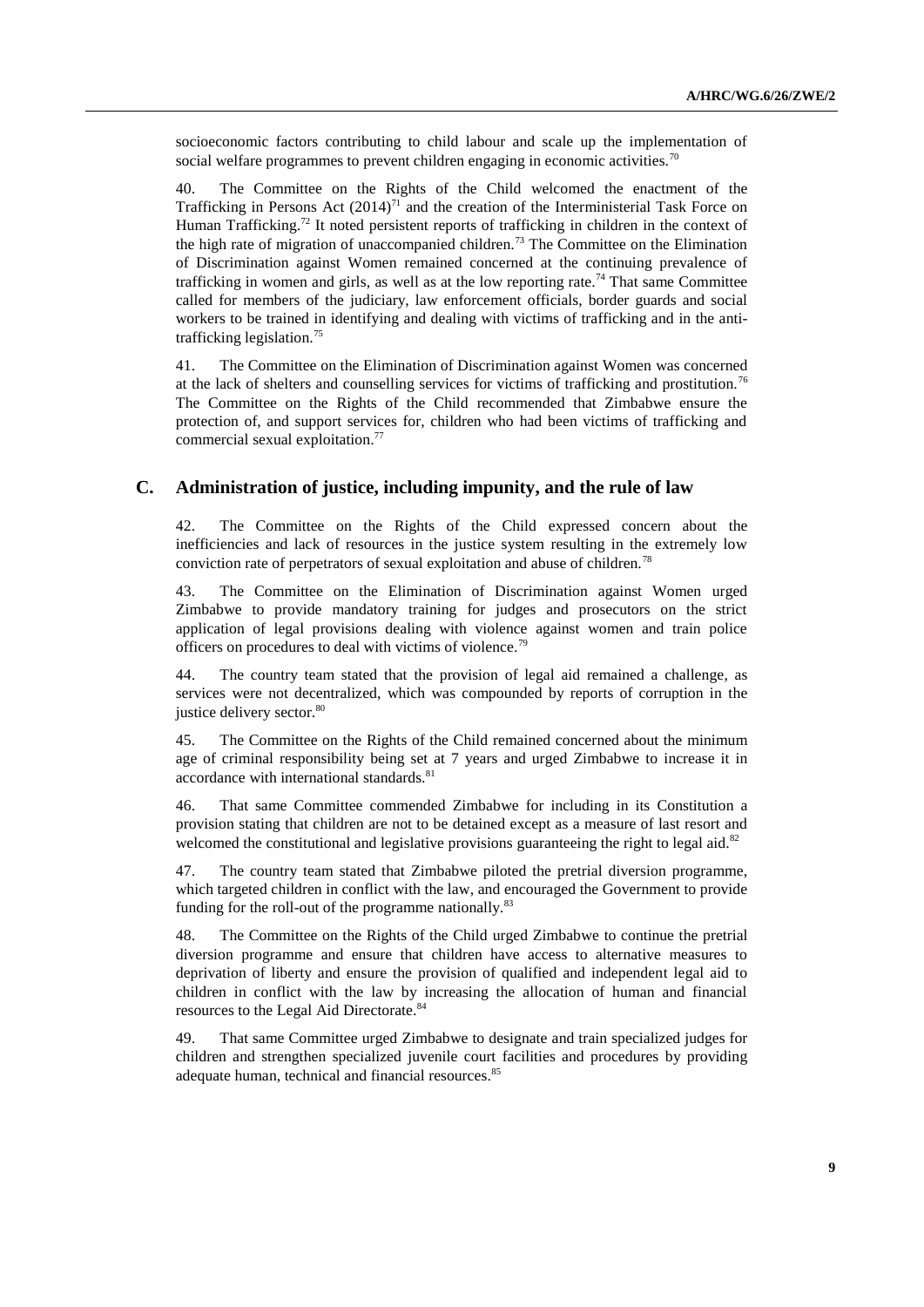socioeconomic factors contributing to child labour and scale up the implementation of social welfare programmes to prevent children engaging in economic activities.[70]

40. The Committee on the Rights of the Child welcomed the enactment of the Trafficking in Persons Act (2014)[71] and the creation of the Interministerial Task Force on Human Trafficking.[72] It noted persistent reports of trafficking in children in the context of the high rate of migration of unaccompanied children.[73] The Committee on the Elimination of Discrimination against Women remained concerned at the continuing prevalence of trafficking in women and girls, as well as at the low reporting rate.[74] That same Committee called for members of the judiciary, law enforcement officials, border guards and social workers to be trained in identifying and dealing with victims of trafficking and in the anti-trafficking legislation.[75]

41. The Committee on the Elimination of Discrimination against Women was concerned at the lack of shelters and counselling services for victims of trafficking and prostitution.[76] The Committee on the Rights of the Child recommended that Zimbabwe ensure the protection of, and support services for, children who had been victims of trafficking and commercial sexual exploitation.[77]

## C. Administration of justice, including impunity, and the rule of law

42. The Committee on the Rights of the Child expressed concern about the inefficiencies and lack of resources in the justice system resulting in the extremely low conviction rate of perpetrators of sexual exploitation and abuse of children.[78]

43. The Committee on the Elimination of Discrimination against Women urged Zimbabwe to provide mandatory training for judges and prosecutors on the strict application of legal provisions dealing with violence against women and train police officers on procedures to deal with victims of violence.[79]

44. The country team stated that the provision of legal aid remained a challenge, as services were not decentralized, which was compounded by reports of corruption in the justice delivery sector.[80]

45. The Committee on the Rights of the Child remained concerned about the minimum age of criminal responsibility being set at 7 years and urged Zimbabwe to increase it in accordance with international standards.[81]

46. That same Committee commended Zimbabwe for including in its Constitution a provision stating that children are not to be detained except as a measure of last resort and welcomed the constitutional and legislative provisions guaranteeing the right to legal aid.[82]

47. The country team stated that Zimbabwe piloted the pretrial diversion programme, which targeted children in conflict with the law, and encouraged the Government to provide funding for the roll-out of the programme nationally.[83]

48. The Committee on the Rights of the Child urged Zimbabwe to continue the pretrial diversion programme and ensure that children have access to alternative measures to deprivation of liberty and ensure the provision of qualified and independent legal aid to children in conflict with the law by increasing the allocation of human and financial resources to the Legal Aid Directorate.[84]

49. That same Committee urged Zimbabwe to designate and train specialized judges for children and strengthen specialized juvenile court facilities and procedures by providing adequate human, technical and financial resources.[85]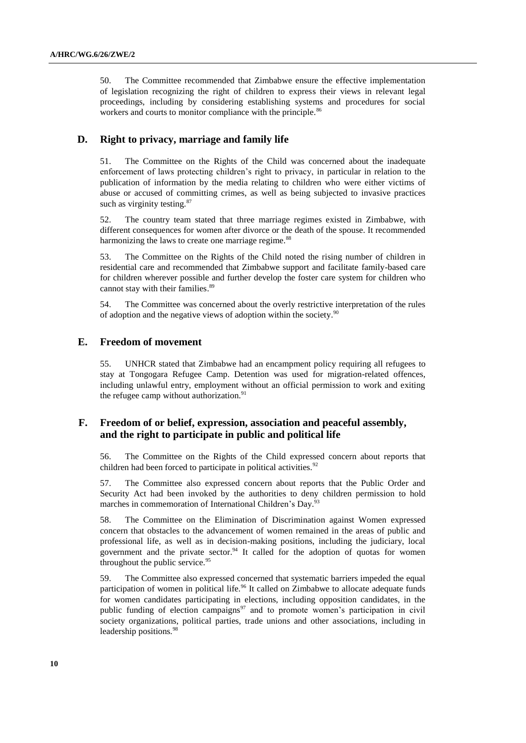50. The Committee recommended that Zimbabwe ensure the effective implementation of legislation recognizing the right of children to express their views in relevant legal proceedings, including by considering establishing systems and procedures for social workers and courts to monitor compliance with the principle.[86]

## D. Right to privacy, marriage and family life

51. The Committee on the Rights of the Child was concerned about the inadequate enforcement of laws protecting children's right to privacy, in particular in relation to the publication of information by the media relating to children who were either victims of abuse or accused of committing crimes, as well as being subjected to invasive practices such as virginity testing.[87]

52. The country team stated that three marriage regimes existed in Zimbabwe, with different consequences for women after divorce or the death of the spouse. It recommended harmonizing the laws to create one marriage regime.[88]

53. The Committee on the Rights of the Child noted the rising number of children in residential care and recommended that Zimbabwe support and facilitate family-based care for children wherever possible and further develop the foster care system for children who cannot stay with their families.[89]

54. The Committee was concerned about the overly restrictive interpretation of the rules of adoption and the negative views of adoption within the society.[90]

## E. Freedom of movement

55. UNHCR stated that Zimbabwe had an encampment policy requiring all refugees to stay at Tongogara Refugee Camp. Detention was used for migration-related offences, including unlawful entry, employment without an official permission to work and exiting the refugee camp without authorization.[91]

## F. Freedom of or belief, expression, association and peaceful assembly, and the right to participate in public and political life

56. The Committee on the Rights of the Child expressed concern about reports that children had been forced to participate in political activities.[92]

57. The Committee also expressed concern about reports that the Public Order and Security Act had been invoked by the authorities to deny children permission to hold marches in commemoration of International Children's Day.[93]

58. The Committee on the Elimination of Discrimination against Women expressed concern that obstacles to the advancement of women remained in the areas of public and professional life, as well as in decision-making positions, including the judiciary, local government and the private sector.[94] It called for the adoption of quotas for women throughout the public service.[95]

59. The Committee also expressed concerned that systematic barriers impeded the equal participation of women in political life.[96] It called on Zimbabwe to allocate adequate funds for women candidates participating in elections, including opposition candidates, in the public funding of election campaigns[97] and to promote women's participation in civil society organizations, political parties, trade unions and other associations, including in leadership positions.[98]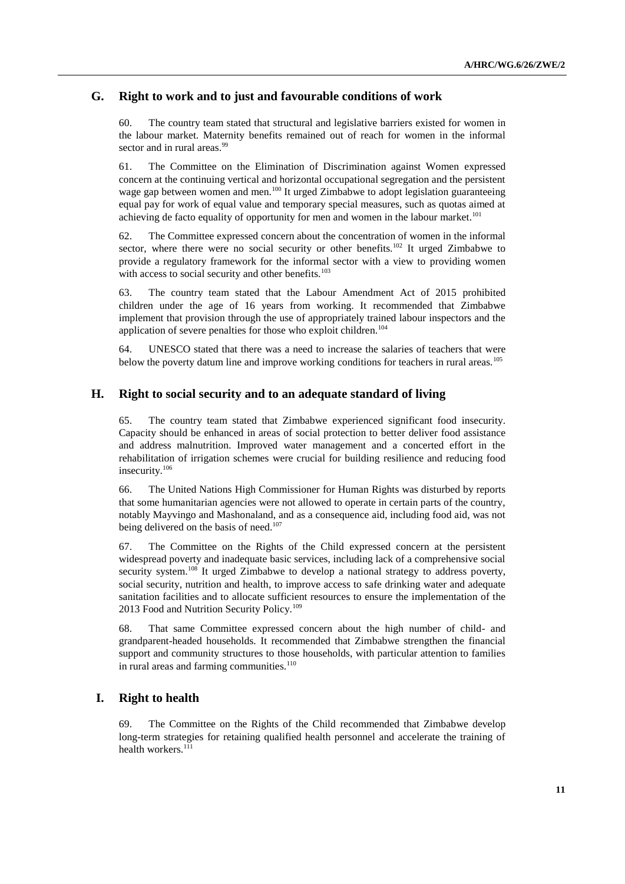## G. Right to work and to just and favourable conditions of work

60. The country team stated that structural and legislative barriers existed for women in the labour market. Maternity benefits remained out of reach for women in the informal sector and in rural areas.[99]

61. The Committee on the Elimination of Discrimination against Women expressed concern at the continuing vertical and horizontal occupational segregation and the persistent wage gap between women and men.[100] It urged Zimbabwe to adopt legislation guaranteeing equal pay for work of equal value and temporary special measures, such as quotas aimed at achieving de facto equality of opportunity for men and women in the labour market.[101]

62. The Committee expressed concern about the concentration of women in the informal sector, where there were no social security or other benefits.[102] It urged Zimbabwe to provide a regulatory framework for the informal sector with a view to providing women with access to social security and other benefits.[103]

63. The country team stated that the Labour Amendment Act of 2015 prohibited children under the age of 16 years from working. It recommended that Zimbabwe implement that provision through the use of appropriately trained labour inspectors and the application of severe penalties for those who exploit children.[104]

64. UNESCO stated that there was a need to increase the salaries of teachers that were below the poverty datum line and improve working conditions for teachers in rural areas.[105]

## H. Right to social security and to an adequate standard of living

65. The country team stated that Zimbabwe experienced significant food insecurity. Capacity should be enhanced in areas of social protection to better deliver food assistance and address malnutrition. Improved water management and a concerted effort in the rehabilitation of irrigation schemes were crucial for building resilience and reducing food insecurity.[106]

66. The United Nations High Commissioner for Human Rights was disturbed by reports that some humanitarian agencies were not allowed to operate in certain parts of the country, notably Mayvingo and Mashonaland, and as a consequence aid, including food aid, was not being delivered on the basis of need.[107]

67. The Committee on the Rights of the Child expressed concern at the persistent widespread poverty and inadequate basic services, including lack of a comprehensive social security system.[108] It urged Zimbabwe to develop a national strategy to address poverty, social security, nutrition and health, to improve access to safe drinking water and adequate sanitation facilities and to allocate sufficient resources to ensure the implementation of the 2013 Food and Nutrition Security Policy.[109]

68. That same Committee expressed concern about the high number of child- and grandparent-headed households. It recommended that Zimbabwe strengthen the financial support and community structures to those households, with particular attention to families in rural areas and farming communities.[110]

## I. Right to health

69. The Committee on the Rights of the Child recommended that Zimbabwe develop long-term strategies for retaining qualified health personnel and accelerate the training of health workers.[111]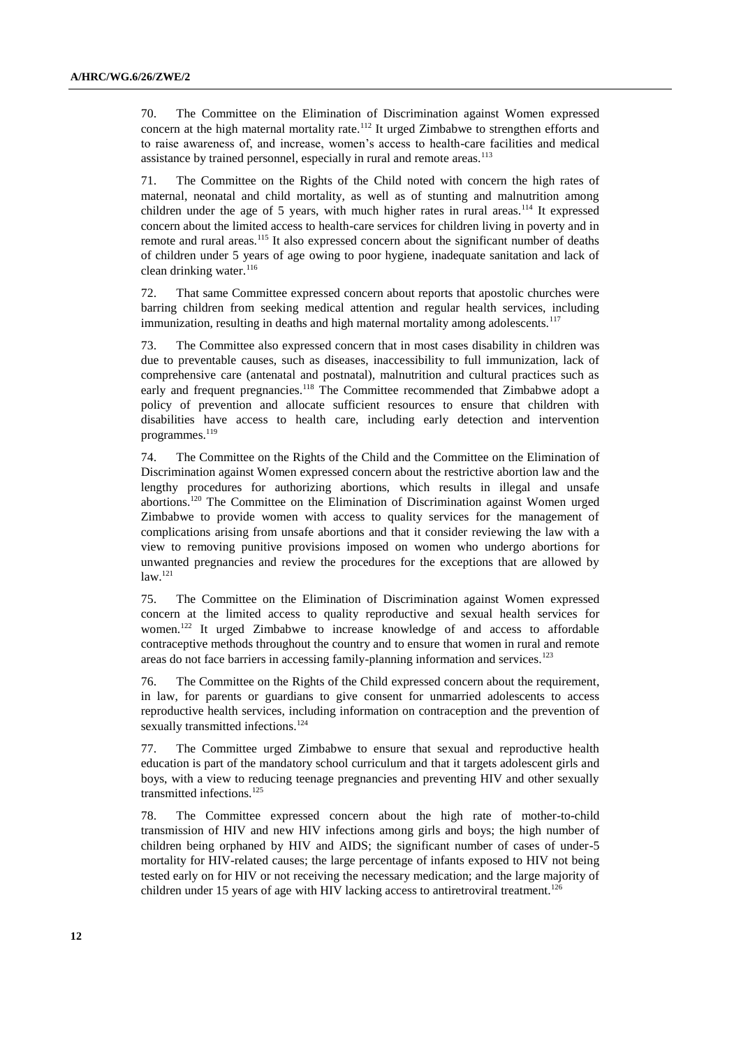70. The Committee on the Elimination of Discrimination against Women expressed concern at the high maternal mortality rate.[112] It urged Zimbabwe to strengthen efforts and to raise awareness of, and increase, women's access to health-care facilities and medical assistance by trained personnel, especially in rural and remote areas.[113]

71. The Committee on the Rights of the Child noted with concern the high rates of maternal, neonatal and child mortality, as well as of stunting and malnutrition among children under the age of 5 years, with much higher rates in rural areas.[114] It expressed concern about the limited access to health-care services for children living in poverty and in remote and rural areas.[115] It also expressed concern about the significant number of deaths of children under 5 years of age owing to poor hygiene, inadequate sanitation and lack of clean drinking water.[116]

72. That same Committee expressed concern about reports that apostolic churches were barring children from seeking medical attention and regular health services, including immunization, resulting in deaths and high maternal mortality among adolescents.[117]

73. The Committee also expressed concern that in most cases disability in children was due to preventable causes, such as diseases, inaccessibility to full immunization, lack of comprehensive care (antenatal and postnatal), malnutrition and cultural practices such as early and frequent pregnancies.[118] The Committee recommended that Zimbabwe adopt a policy of prevention and allocate sufficient resources to ensure that children with disabilities have access to health care, including early detection and intervention programmes.[119]

74. The Committee on the Rights of the Child and the Committee on the Elimination of Discrimination against Women expressed concern about the restrictive abortion law and the lengthy procedures for authorizing abortions, which results in illegal and unsafe abortions.[120] The Committee on the Elimination of Discrimination against Women urged Zimbabwe to provide women with access to quality services for the management of complications arising from unsafe abortions and that it consider reviewing the law with a view to removing punitive provisions imposed on women who undergo abortions for unwanted pregnancies and review the procedures for the exceptions that are allowed by law.[121]

75. The Committee on the Elimination of Discrimination against Women expressed concern at the limited access to quality reproductive and sexual health services for women.[122] It urged Zimbabwe to increase knowledge of and access to affordable contraceptive methods throughout the country and to ensure that women in rural and remote areas do not face barriers in accessing family-planning information and services.[123]

76. The Committee on the Rights of the Child expressed concern about the requirement, in law, for parents or guardians to give consent for unmarried adolescents to access reproductive health services, including information on contraception and the prevention of sexually transmitted infections.[124]

77. The Committee urged Zimbabwe to ensure that sexual and reproductive health education is part of the mandatory school curriculum and that it targets adolescent girls and boys, with a view to reducing teenage pregnancies and preventing HIV and other sexually transmitted infections.[125]

78. The Committee expressed concern about the high rate of mother-to-child transmission of HIV and new HIV infections among girls and boys; the high number of children being orphaned by HIV and AIDS; the significant number of cases of under-5 mortality for HIV-related causes; the large percentage of infants exposed to HIV not being tested early on for HIV or not receiving the necessary medication; and the large majority of children under 15 years of age with HIV lacking access to antiretroviral treatment.[126]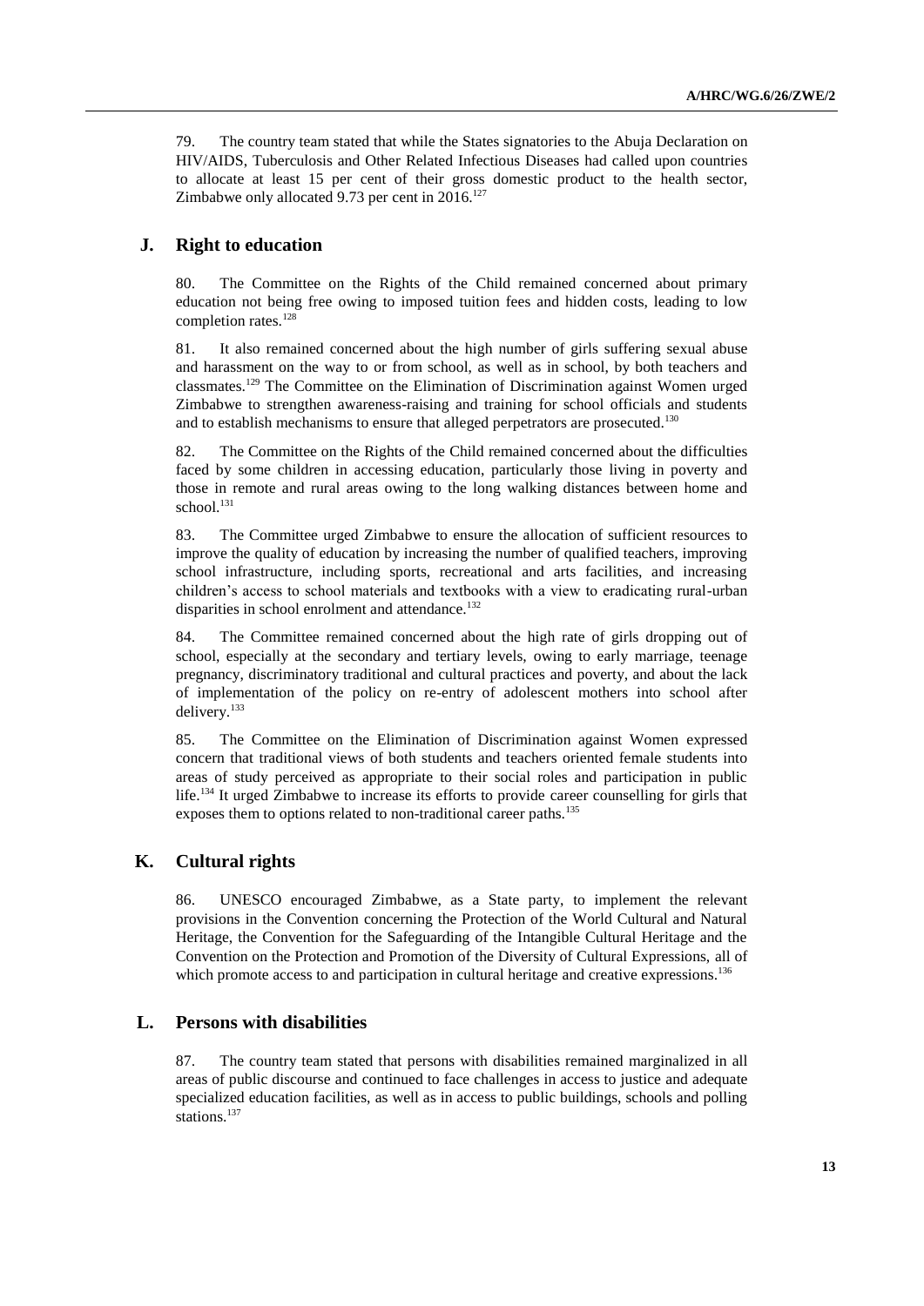79. The country team stated that while the States signatories to the Abuja Declaration on HIV/AIDS, Tuberculosis and Other Related Infectious Diseases had called upon countries to allocate at least 15 per cent of their gross domestic product to the health sector, Zimbabwe only allocated 9.73 per cent in 2016.[127]

## J. Right to education

80. The Committee on the Rights of the Child remained concerned about primary education not being free owing to imposed tuition fees and hidden costs, leading to low completion rates.[128]

81. It also remained concerned about the high number of girls suffering sexual abuse and harassment on the way to or from school, as well as in school, by both teachers and classmates.[129] The Committee on the Elimination of Discrimination against Women urged Zimbabwe to strengthen awareness-raising and training for school officials and students and to establish mechanisms to ensure that alleged perpetrators are prosecuted.[130]

82. The Committee on the Rights of the Child remained concerned about the difficulties faced by some children in accessing education, particularly those living in poverty and those in remote and rural areas owing to the long walking distances between home and school.[131]

83. The Committee urged Zimbabwe to ensure the allocation of sufficient resources to improve the quality of education by increasing the number of qualified teachers, improving school infrastructure, including sports, recreational and arts facilities, and increasing children's access to school materials and textbooks with a view to eradicating rural-urban disparities in school enrolment and attendance.[132]

84. The Committee remained concerned about the high rate of girls dropping out of school, especially at the secondary and tertiary levels, owing to early marriage, teenage pregnancy, discriminatory traditional and cultural practices and poverty, and about the lack of implementation of the policy on re-entry of adolescent mothers into school after delivery.[133]

85. The Committee on the Elimination of Discrimination against Women expressed concern that traditional views of both students and teachers oriented female students into areas of study perceived as appropriate to their social roles and participation in public life.[134] It urged Zimbabwe to increase its efforts to provide career counselling for girls that exposes them to options related to non-traditional career paths.[135]

## K. Cultural rights

86. UNESCO encouraged Zimbabwe, as a State party, to implement the relevant provisions in the Convention concerning the Protection of the World Cultural and Natural Heritage, the Convention for the Safeguarding of the Intangible Cultural Heritage and the Convention on the Protection and Promotion of the Diversity of Cultural Expressions, all of which promote access to and participation in cultural heritage and creative expressions.[136]

## L. Persons with disabilities

87. The country team stated that persons with disabilities remained marginalized in all areas of public discourse and continued to face challenges in access to justice and adequate specialized education facilities, as well as in access to public buildings, schools and polling stations.[137]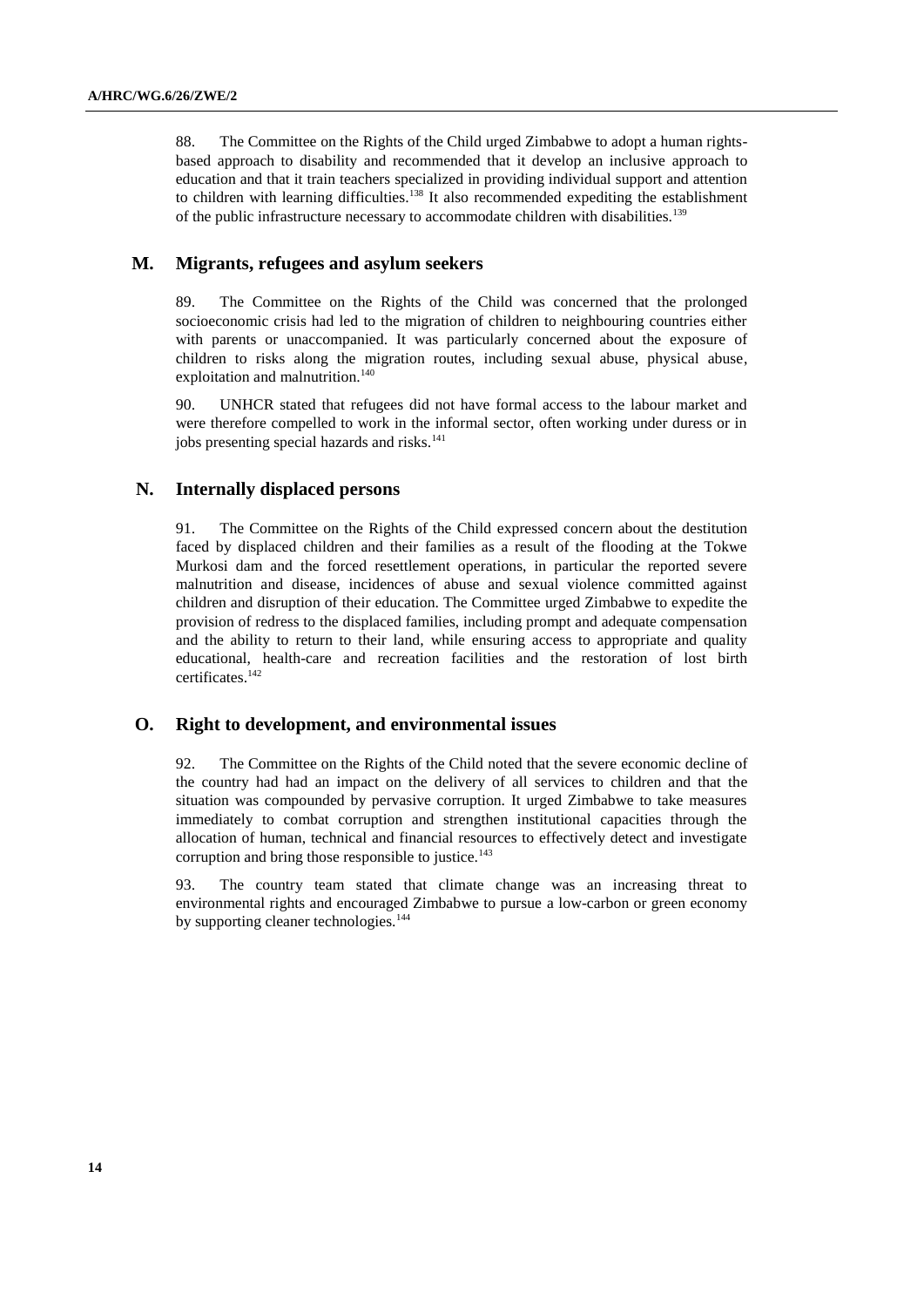88. The Committee on the Rights of the Child urged Zimbabwe to adopt a human rights-based approach to disability and recommended that it develop an inclusive approach to education and that it train teachers specialized in providing individual support and attention to children with learning difficulties.[138] It also recommended expediting the establishment of the public infrastructure necessary to accommodate children with disabilities.[139]

## M. Migrants, refugees and asylum seekers

89. The Committee on the Rights of the Child was concerned that the prolonged socioeconomic crisis had led to the migration of children to neighbouring countries either with parents or unaccompanied. It was particularly concerned about the exposure of children to risks along the migration routes, including sexual abuse, physical abuse, exploitation and malnutrition.[140]

90. UNHCR stated that refugees did not have formal access to the labour market and were therefore compelled to work in the informal sector, often working under duress or in jobs presenting special hazards and risks.[141]

## N. Internally displaced persons

91. The Committee on the Rights of the Child expressed concern about the destitution faced by displaced children and their families as a result of the flooding at the Tokwe Murkosi dam and the forced resettlement operations, in particular the reported severe malnutrition and disease, incidences of abuse and sexual violence committed against children and disruption of their education. The Committee urged Zimbabwe to expedite the provision of redress to the displaced families, including prompt and adequate compensation and the ability to return to their land, while ensuring access to appropriate and quality educational, health-care and recreation facilities and the restoration of lost birth certificates.[142]

## O. Right to development, and environmental issues

92. The Committee on the Rights of the Child noted that the severe economic decline of the country had had an impact on the delivery of all services to children and that the situation was compounded by pervasive corruption. It urged Zimbabwe to take measures immediately to combat corruption and strengthen institutional capacities through the allocation of human, technical and financial resources to effectively detect and investigate corruption and bring those responsible to justice.[143]

93. The country team stated that climate change was an increasing threat to environmental rights and encouraged Zimbabwe to pursue a low-carbon or green economy by supporting cleaner technologies.[144]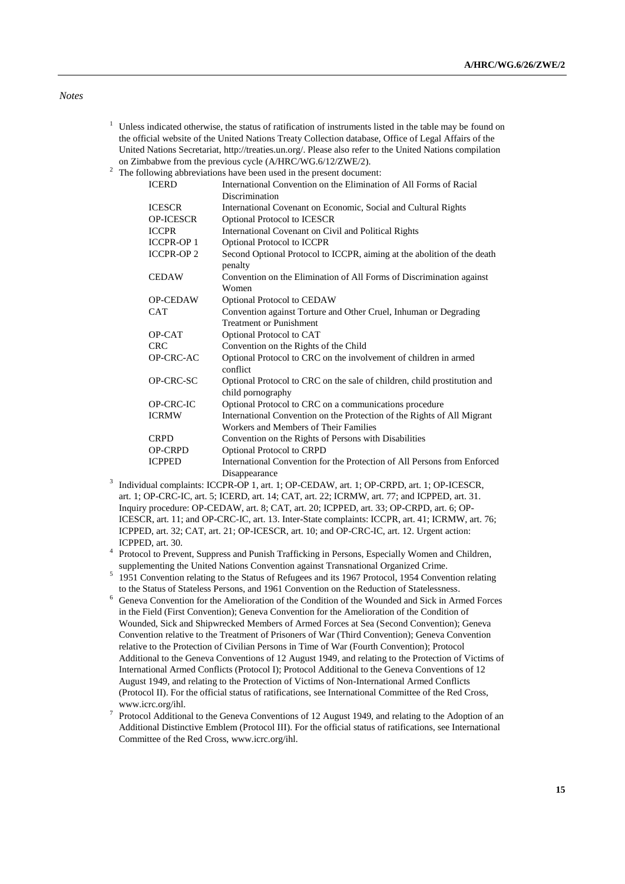*Notes*

[1] Unless indicated otherwise, the status of ratification of instruments listed in the table may be found on the official website of the United Nations Treaty Collection database, Office of Legal Affairs of the United Nations Secretariat, http://treaties.un.org/. Please also refer to the United Nations compilation on Zimbabwe from the previous cycle (A/HRC/WG.6/12/ZWE/2).

[2] The following abbreviations have been used in the present document:

| | |
|---|---|
| ICERD | International Convention on the Elimination of All Forms of Racial Discrimination |
| ICESCR | International Covenant on Economic, Social and Cultural Rights |
| OP-ICESCR | Optional Protocol to ICESCR |
| ICCPR | International Covenant on Civil and Political Rights |
| ICCPR-OP 1 | Optional Protocol to ICCPR |
| ICCPR-OP 2 | Second Optional Protocol to ICCPR, aiming at the abolition of the death penalty |
| CEDAW | Convention on the Elimination of All Forms of Discrimination against Women |
| OP-CEDAW | Optional Protocol to CEDAW |
| CAT | Convention against Torture and Other Cruel, Inhuman or Degrading Treatment or Punishment |
| OP-CAT | Optional Protocol to CAT |
| CRC | Convention on the Rights of the Child |
| OP-CRC-AC | Optional Protocol to CRC on the involvement of children in armed conflict |
| OP-CRC-SC | Optional Protocol to CRC on the sale of children, child prostitution and child pornography |
| OP-CRC-IC | Optional Protocol to CRC on a communications procedure |
| ICRMW | International Convention on the Protection of the Rights of All Migrant Workers and Members of Their Families |
| CRPD | Convention on the Rights of Persons with Disabilities |
| OP-CRPD | Optional Protocol to CRPD |
| ICPPED | International Convention for the Protection of All Persons from Enforced Disappearance |

[3] Individual complaints: ICCPR-OP 1, art. 1; OP-CEDAW, art. 1; OP-CRPD, art. 1; OP-ICESCR, art. 1; OP-CRC-IC, art. 5; ICERD, art. 14; CAT, art. 22; ICRMW, art. 77; and ICPPED, art. 31. Inquiry procedure: OP-CEDAW, art. 8; CAT, art. 20; ICPPED, art. 33; OP-CRPD, art. 6; OP-ICESCR, art. 11; and OP-CRC-IC, art. 13. Inter-State complaints: ICCPR, art. 41; ICRMW, art. 76; ICPPED, art. 32; CAT, art. 21; OP-ICESCR, art. 10; and OP-CRC-IC, art. 12. Urgent action: ICPPED, art. 30.

[4] Protocol to Prevent, Suppress and Punish Trafficking in Persons, Especially Women and Children, supplementing the United Nations Convention against Transnational Organized Crime.

[5] 1951 Convention relating to the Status of Refugees and its 1967 Protocol, 1954 Convention relating to the Status of Stateless Persons, and 1961 Convention on the Reduction of Statelessness.

[6] Geneva Convention for the Amelioration of the Condition of the Wounded and Sick in Armed Forces in the Field (First Convention); Geneva Convention for the Amelioration of the Condition of Wounded, Sick and Shipwrecked Members of Armed Forces at Sea (Second Convention); Geneva Convention relative to the Treatment of Prisoners of War (Third Convention); Geneva Convention relative to the Protection of Civilian Persons in Time of War (Fourth Convention); Protocol Additional to the Geneva Conventions of 12 August 1949, and relating to the Protection of Victims of International Armed Conflicts (Protocol I); Protocol Additional to the Geneva Conventions of 12 August 1949, and relating to the Protection of Victims of Non-International Armed Conflicts (Protocol II). For the official status of ratifications, see International Committee of the Red Cross, www.icrc.org/ihl.

[7] Protocol Additional to the Geneva Conventions of 12 August 1949, and relating to the Adoption of an Additional Distinctive Emblem (Protocol III). For the official status of ratifications, see International Committee of the Red Cross, www.icrc.org/ihl.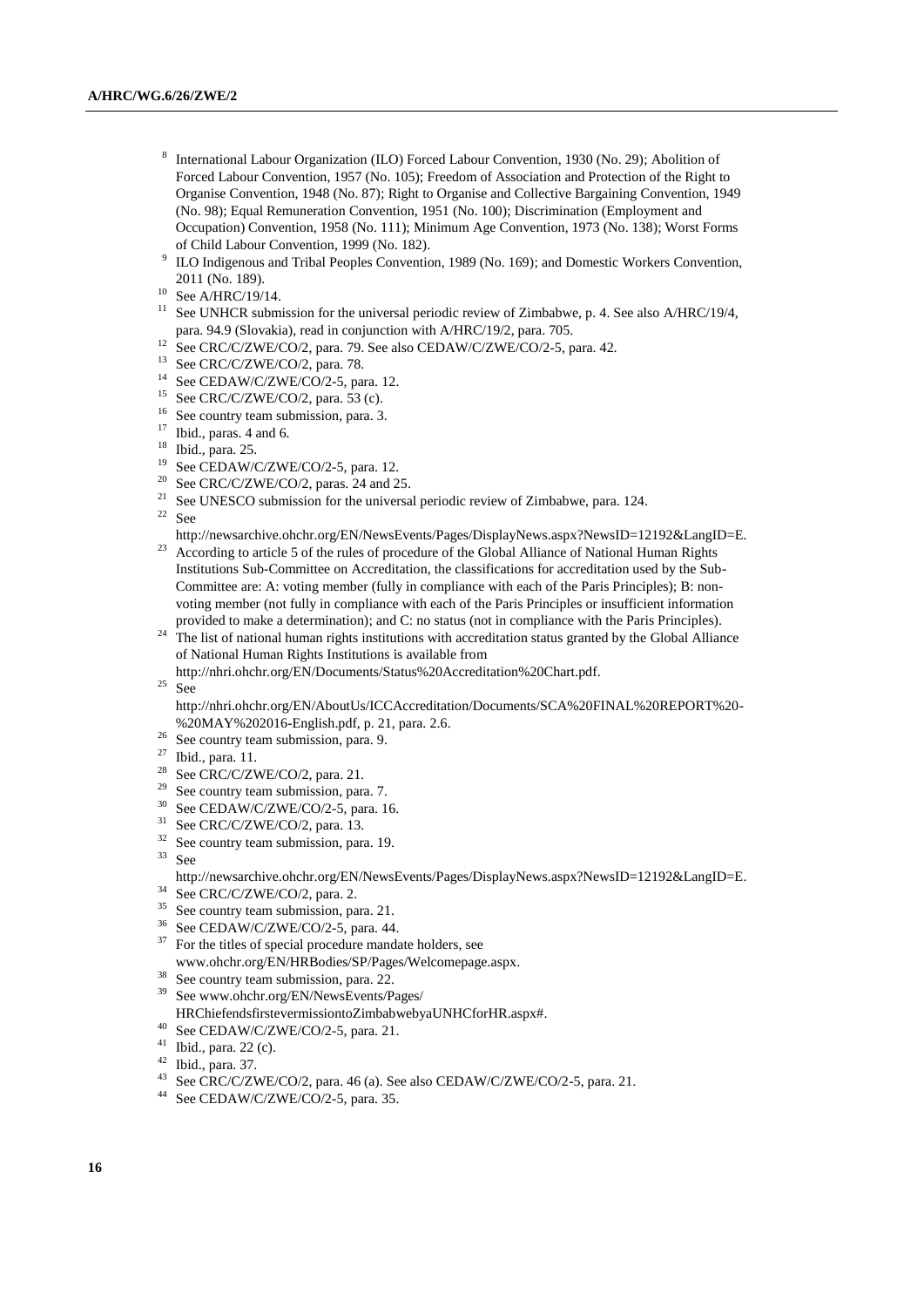[8] International Labour Organization (ILO) Forced Labour Convention, 1930 (No. 29); Abolition of Forced Labour Convention, 1957 (No. 105); Freedom of Association and Protection of the Right to Organise Convention, 1948 (No. 87); Right to Organise and Collective Bargaining Convention, 1949 (No. 98); Equal Remuneration Convention, 1951 (No. 100); Discrimination (Employment and Occupation) Convention, 1958 (No. 111); Minimum Age Convention, 1973 (No. 138); Worst Forms of Child Labour Convention, 1999 (No. 182).

[9] ILO Indigenous and Tribal Peoples Convention, 1989 (No. 169); and Domestic Workers Convention, 2011 (No. 189).

[10] See A/HRC/19/14.

[11] See UNHCR submission for the universal periodic review of Zimbabwe, p. 4. See also A/HRC/19/4, para. 94.9 (Slovakia), read in conjunction with A/HRC/19/2, para. 705.

[12] See CRC/C/ZWE/CO/2, para. 79. See also CEDAW/C/ZWE/CO/2-5, para. 42.

[13] See CRC/C/ZWE/CO/2, para. 78.

[14] See CEDAW/C/ZWE/CO/2-5, para. 12.

[15] See CRC/C/ZWE/CO/2, para. 53 (c).

[16] See country team submission, para. 3.

[17] Ibid., paras. 4 and 6.

[18] Ibid., para. 25.

[19] See CEDAW/C/ZWE/CO/2-5, para. 12.

[20] See CRC/C/ZWE/CO/2, paras. 24 and 25.

[21] See UNESCO submission for the universal periodic review of Zimbabwe, para. 124.

[22] See http://newsarchive.ohchr.org/EN/NewsEvents/Pages/DisplayNews.aspx?NewsID=12192&LangID=E.

[23] According to article 5 of the rules of procedure of the Global Alliance of National Human Rights Institutions Sub-Committee on Accreditation, the classifications for accreditation used by the Sub-Committee are: A: voting member (fully in compliance with each of the Paris Principles); B: non-voting member (not fully in compliance with each of the Paris Principles or insufficient information provided to make a determination); and C: no status (not in compliance with the Paris Principles).

[24] The list of national human rights institutions with accreditation status granted by the Global Alliance of National Human Rights Institutions is available from http://nhri.ohchr.org/EN/Documents/Status%20Accreditation%20Chart.pdf.

[25] See http://nhri.ohchr.org/EN/AboutUs/ICCAccreditation/Documents/SCA%20FINAL%20REPORT%20-%20MAY%202016-English.pdf, p. 21, para. 2.6.

[26] See country team submission, para. 9.

[27] Ibid., para. 11.

[28] See CRC/C/ZWE/CO/2, para. 21.

[29] See country team submission, para. 7.

[30] See CEDAW/C/ZWE/CO/2-5, para. 16.

[31] See CRC/C/ZWE/CO/2, para. 13.

[32] See country team submission, para. 19.

[33] See http://newsarchive.ohchr.org/EN/NewsEvents/Pages/DisplayNews.aspx?NewsID=12192&LangID=E.

[34] See CRC/C/ZWE/CO/2, para. 2.

[35] See country team submission, para. 21.

[36] See CEDAW/C/ZWE/CO/2-5, para. 44.

[37] For the titles of special procedure mandate holders, see www.ohchr.org/EN/HRBodies/SP/Pages/Welcomepage.aspx.

[38] See country team submission, para. 22.

[39] See www.ohchr.org/EN/NewsEvents/Pages/HRChiefendsfirstevermissiontoZimbabwebyaUNHCforHR.aspx#.

[40] See CEDAW/C/ZWE/CO/2-5, para. 21.

[41] Ibid., para. 22 (c).

[42] Ibid., para. 37.

[43] See CRC/C/ZWE/CO/2, para. 46 (a). See also CEDAW/C/ZWE/CO/2-5, para. 21.

[44] See CEDAW/C/ZWE/CO/2-5, para. 35.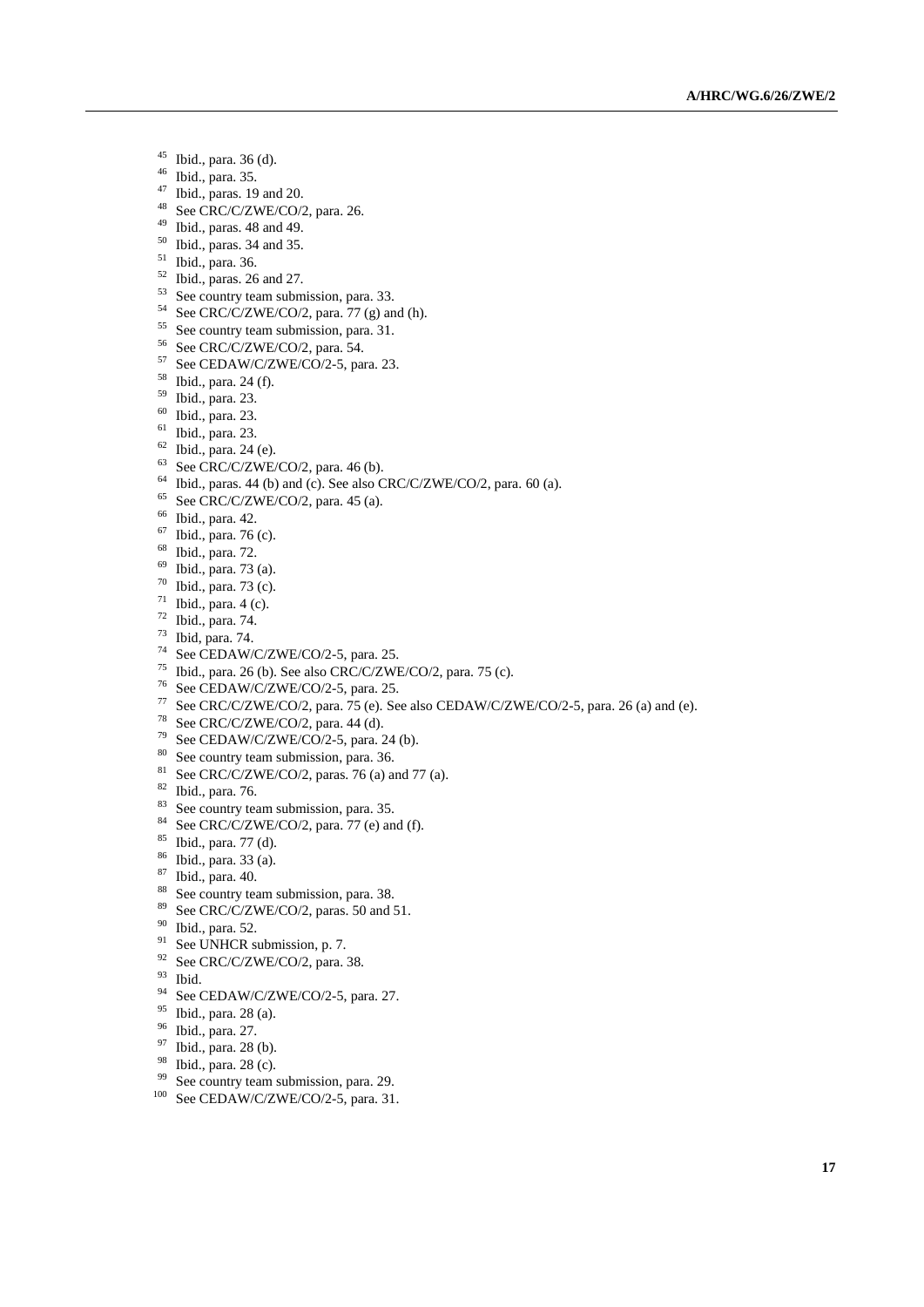[45] Ibid., para. 36 (d).
[46] Ibid., para. 35.
[47] Ibid., paras. 19 and 20.
[48] See CRC/C/ZWE/CO/2, para. 26.
[49] Ibid., paras. 48 and 49.
[50] Ibid., paras. 34 and 35.
[51] Ibid., para. 36.
[52] Ibid., paras. 26 and 27.
[53] See country team submission, para. 33.
[54] See CRC/C/ZWE/CO/2, para. 77 (g) and (h).
[55] See country team submission, para. 31.
[56] See CRC/C/ZWE/CO/2, para. 54.
[57] See CEDAW/C/ZWE/CO/2-5, para. 23.
[58] Ibid., para. 24 (f).
[59] Ibid., para. 23.
[60] Ibid., para. 23.
[61] Ibid., para. 23.
[62] Ibid., para. 24 (e).
[63] See CRC/C/ZWE/CO/2, para. 46 (b).
[64] Ibid., paras. 44 (b) and (c). See also CRC/C/ZWE/CO/2, para. 60 (a).
[65] See CRC/C/ZWE/CO/2, para. 45 (a).
[66] Ibid., para. 42.
[67] Ibid., para. 76 (c).
[68] Ibid., para. 72.
[69] Ibid., para. 73 (a).
[70] Ibid., para. 73 (c).
[71] Ibid., para. 4 (c).
[72] Ibid., para. 74.
[73] Ibid, para. 74.
[74] See CEDAW/C/ZWE/CO/2-5, para. 25.
[75] Ibid., para. 26 (b). See also CRC/C/ZWE/CO/2, para. 75 (c).
[76] See CEDAW/C/ZWE/CO/2-5, para. 25.
[77] See CRC/C/ZWE/CO/2, para. 75 (e). See also CEDAW/C/ZWE/CO/2-5, para. 26 (a) and (e).
[78] See CRC/C/ZWE/CO/2, para. 44 (d).
[79] See CEDAW/C/ZWE/CO/2-5, para. 24 (b).
[80] See country team submission, para. 36.
[81] See CRC/C/ZWE/CO/2, paras. 76 (a) and 77 (a).
[82] Ibid., para. 76.
[83] See country team submission, para. 35.
[84] See CRC/C/ZWE/CO/2, para. 77 (e) and (f).
[85] Ibid., para. 77 (d).
[86] Ibid., para. 33 (a).
[87] Ibid., para. 40.
[88] See country team submission, para. 38.
[89] See CRC/C/ZWE/CO/2, paras. 50 and 51.
[90] Ibid., para. 52.
[91] See UNHCR submission, p. 7.
[92] See CRC/C/ZWE/CO/2, para. 38.
[93] Ibid.
[94] See CEDAW/C/ZWE/CO/2-5, para. 27.
[95] Ibid., para. 28 (a).
[96] Ibid., para. 27.
[97] Ibid., para. 28 (b).
[98] Ibid., para. 28 (c).
[99] See country team submission, para. 29.
[100] See CEDAW/C/ZWE/CO/2-5, para. 31.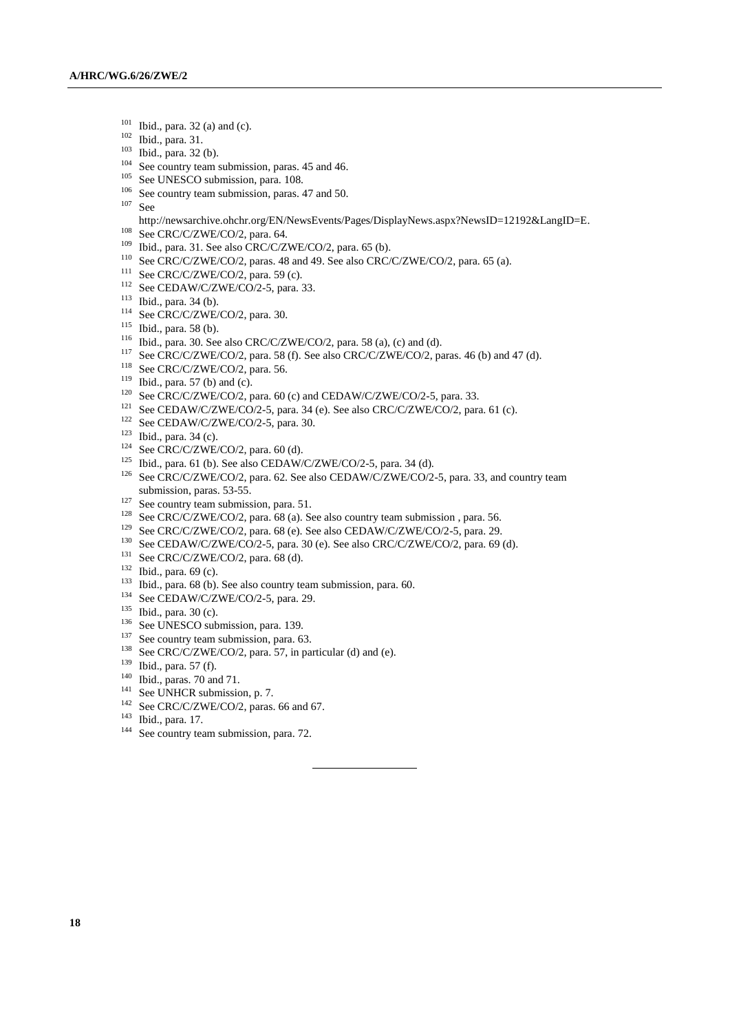[101] Ibid., para. 32 (a) and (c).
[102] Ibid., para. 31.
[103] Ibid., para. 32 (b).
[104] See country team submission, paras. 45 and 46.
[105] See UNESCO submission, para. 108.
[106] See country team submission, paras. 47 and 50.
[107] See http://newsarchive.ohchr.org/EN/NewsEvents/Pages/DisplayNews.aspx?NewsID=12192&LangID=E.
[108] See CRC/C/ZWE/CO/2, para. 64.
[109] Ibid., para. 31. See also CRC/C/ZWE/CO/2, para. 65 (b).
[110] See CRC/C/ZWE/CO/2, paras. 48 and 49. See also CRC/C/ZWE/CO/2, para. 65 (a).
[111] See CRC/C/ZWE/CO/2, para. 59 (c).
[112] See CEDAW/C/ZWE/CO/2-5, para. 33.
[113] Ibid., para. 34 (b).
[114] See CRC/C/ZWE/CO/2, para. 30.
[115] Ibid., para. 58 (b).
[116] Ibid., para. 30. See also CRC/C/ZWE/CO/2, para. 58 (a), (c) and (d).
[117] See CRC/C/ZWE/CO/2, para. 58 (f). See also CRC/C/ZWE/CO/2, paras. 46 (b) and 47 (d).
[118] See CRC/C/ZWE/CO/2, para. 56.
[119] Ibid., para. 57 (b) and (c).
[120] See CRC/C/ZWE/CO/2, para. 60 (c) and CEDAW/C/ZWE/CO/2-5, para. 33.
[121] See CEDAW/C/ZWE/CO/2-5, para. 34 (e). See also CRC/C/ZWE/CO/2, para. 61 (c).
[122] See CEDAW/C/ZWE/CO/2-5, para. 30.
[123] Ibid., para. 34 (c).
[124] See CRC/C/ZWE/CO/2, para. 60 (d).
[125] Ibid., para. 61 (b). See also CEDAW/C/ZWE/CO/2-5, para. 34 (d).
[126] See CRC/C/ZWE/CO/2, para. 62. See also CEDAW/C/ZWE/CO/2-5, para. 33, and country team submission, paras. 53-55.
[127] See country team submission, para. 51.
[128] See CRC/C/ZWE/CO/2, para. 68 (a). See also country team submission , para. 56.
[129] See CRC/C/ZWE/CO/2, para. 68 (e). See also CEDAW/C/ZWE/CO/2-5, para. 29.
[130] See CEDAW/C/ZWE/CO/2-5, para. 30 (e). See also CRC/C/ZWE/CO/2, para. 69 (d).
[131] See CRC/C/ZWE/CO/2, para. 68 (d).
[132] Ibid., para. 69 (c).
[133] Ibid., para. 68 (b). See also country team submission, para. 60.
[134] See CEDAW/C/ZWE/CO/2-5, para. 29.
[135] Ibid., para. 30 (c).
[136] See UNESCO submission, para. 139.
[137] See country team submission, para. 63.
[138] See CRC/C/ZWE/CO/2, para. 57, in particular (d) and (e).
[139] Ibid., para. 57 (f).
[140] Ibid., paras. 70 and 71.
[141] See UNHCR submission, p. 7.
[142] See CRC/C/ZWE/CO/2, paras. 66 and 67.
[143] Ibid., para. 17.
[144] See country team submission, para. 72.